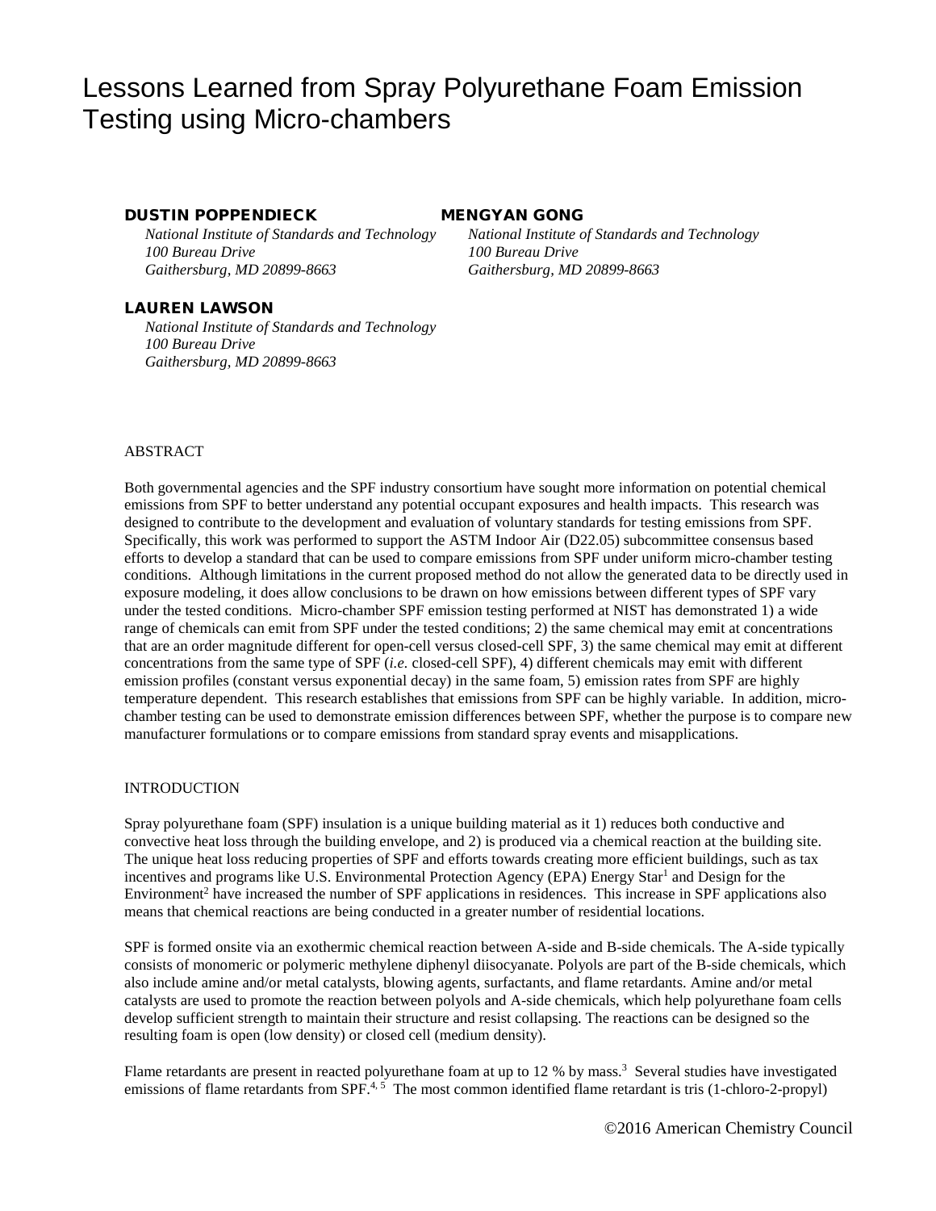# Lessons Learned from Spray Polyurethane Foam Emission Testing using Micro-chambers

**DUSTIN POPPENDIECK**
*National Institute of Standards and Technology*
*100 Bureau Drive*
*Gaithersburg, MD 20899-8663*

**MENGYAN GONG**
*National Institute of Standards and Technology*
*100 Bureau Drive*
*Gaithersburg, MD 20899-8663*

**LAUREN LAWSON**
*National Institute of Standards and Technology*
*100 Bureau Drive*
*Gaithersburg, MD 20899-8663*

## ABSTRACT

Both governmental agencies and the SPF industry consortium have sought more information on potential chemical emissions from SPF to better understand any potential occupant exposures and health impacts. This research was designed to contribute to the development and evaluation of voluntary standards for testing emissions from SPF. Specifically, this work was performed to support the ASTM Indoor Air (D22.05) subcommittee consensus based efforts to develop a standard that can be used to compare emissions from SPF under uniform micro-chamber testing conditions. Although limitations in the current proposed method do not allow the generated data to be directly used in exposure modeling, it does allow conclusions to be drawn on how emissions between different types of SPF vary under the tested conditions. Micro-chamber SPF emission testing performed at NIST has demonstrated 1) a wide range of chemicals can emit from SPF under the tested conditions; 2) the same chemical may emit at concentrations that are an order magnitude different for open-cell versus closed-cell SPF, 3) the same chemical may emit at different concentrations from the same type of SPF (*i.e.* closed-cell SPF), 4) different chemicals may emit with different emission profiles (constant versus exponential decay) in the same foam, 5) emission rates from SPF are highly temperature dependent. This research establishes that emissions from SPF can be highly variable. In addition, micro-chamber testing can be used to demonstrate emission differences between SPF, whether the purpose is to compare new manufacturer formulations or to compare emissions from standard spray events and misapplications.

## INTRODUCTION

Spray polyurethane foam (SPF) insulation is a unique building material as it 1) reduces both conductive and convective heat loss through the building envelope, and 2) is produced via a chemical reaction at the building site. The unique heat loss reducing properties of SPF and efforts towards creating more efficient buildings, such as tax incentives and programs like U.S. Environmental Protection Agency (EPA) Energy Star[1] and Design for the Environment[2] have increased the number of SPF applications in residences. This increase in SPF applications also means that chemical reactions are being conducted in a greater number of residential locations.

SPF is formed onsite via an exothermic chemical reaction between A-side and B-side chemicals. The A-side typically consists of monomeric or polymeric methylene diphenyl diisocyanate. Polyols are part of the B-side chemicals, which also include amine and/or metal catalysts, blowing agents, surfactants, and flame retardants. Amine and/or metal catalysts are used to promote the reaction between polyols and A-side chemicals, which help polyurethane foam cells develop sufficient strength to maintain their structure and resist collapsing. The reactions can be designed so the resulting foam is open (low density) or closed cell (medium density).

Flame retardants are present in reacted polyurethane foam at up to 12 % by mass.[3] Several studies have investigated emissions of flame retardants from SPF.[4, 5] The most common identified flame retardant is tris (1-chloro-2-propyl)

©2016 American Chemistry Council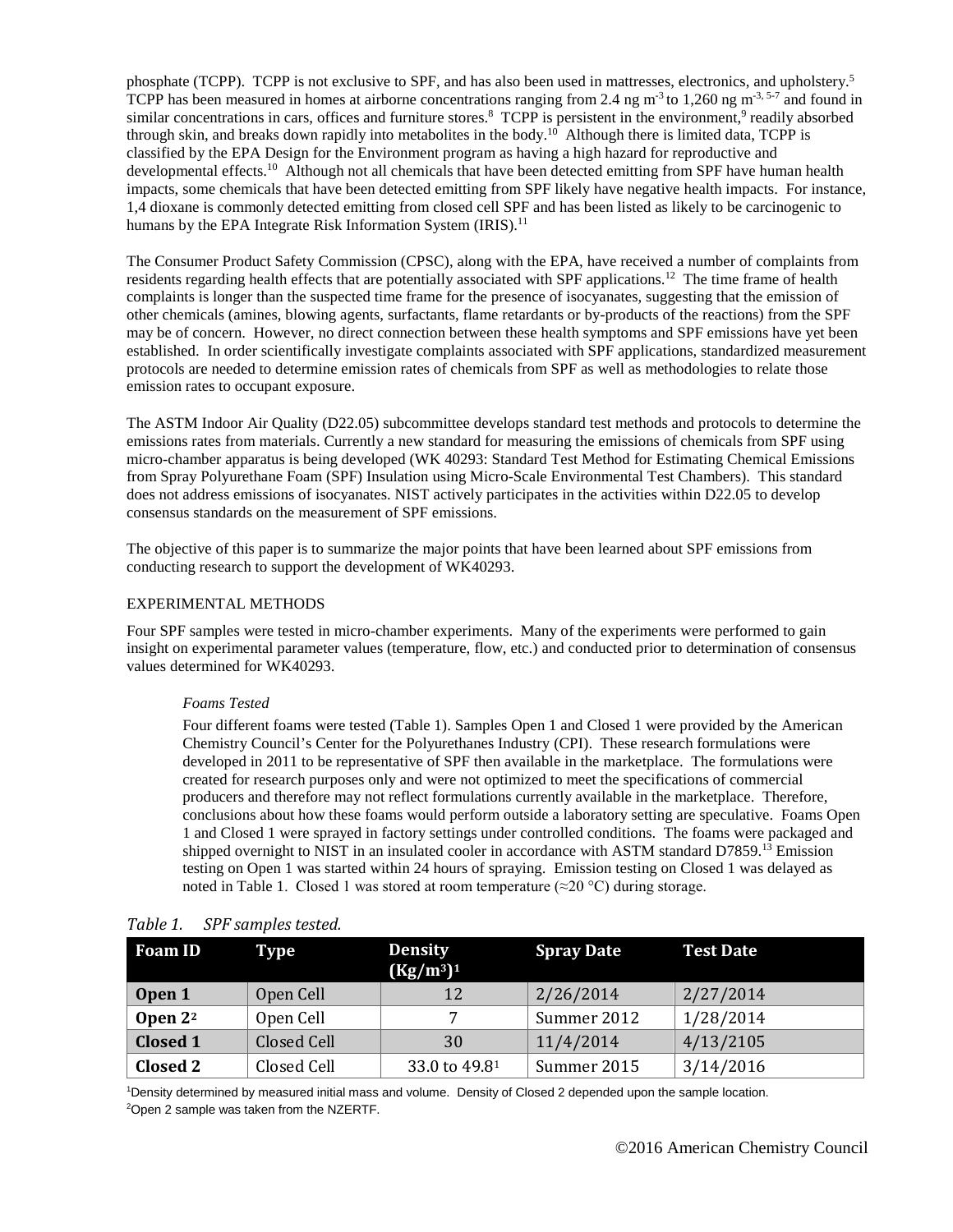phosphate (TCPP). TCPP is not exclusive to SPF, and has also been used in mattresses, electronics, and upholstery.[5] TCPP has been measured in homes at airborne concentrations ranging from 2.4 ng $m^{-3}$ to 1,260 ng $m^{-3}$ [3, 5-7] and found in similar concentrations in cars, offices and furniture stores.[8] TCPP is persistent in the environment,[9] readily absorbed through skin, and breaks down rapidly into metabolites in the body.[10] Although there is limited data, TCPP is classified by the EPA Design for the Environment program as having a high hazard for reproductive and developmental effects.[10] Although not all chemicals that have been detected emitting from SPF have human health impacts, some chemicals that have been detected emitting from SPF likely have negative health impacts. For instance, 1,4 dioxane is commonly detected emitting from closed cell SPF and has been listed as likely to be carcinogenic to humans by the EPA Integrate Risk Information System (IRIS).[11]

The Consumer Product Safety Commission (CPSC), along with the EPA, have received a number of complaints from residents regarding health effects that are potentially associated with SPF applications.[12] The time frame of health complaints is longer than the suspected time frame for the presence of isocyanates, suggesting that the emission of other chemicals (amines, blowing agents, surfactants, flame retardants or by-products of the reactions) from the SPF may be of concern. However, no direct connection between these health symptoms and SPF emissions have yet been established. In order scientifically investigate complaints associated with SPF applications, standardized measurement protocols are needed to determine emission rates of chemicals from SPF as well as methodologies to relate those emission rates to occupant exposure.

The ASTM Indoor Air Quality (D22.05) subcommittee develops standard test methods and protocols to determine the emissions rates from materials. Currently a new standard for measuring the emissions of chemicals from SPF using micro-chamber apparatus is being developed (WK 40293: Standard Test Method for Estimating Chemical Emissions from Spray Polyurethane Foam (SPF) Insulation using Micro-Scale Environmental Test Chambers). This standard does not address emissions of isocyanates. NIST actively participates in the activities within D22.05 to develop consensus standards on the measurement of SPF emissions.

The objective of this paper is to summarize the major points that have been learned about SPF emissions from conducting research to support the development of WK40293.

## EXPERIMENTAL METHODS

Four SPF samples were tested in micro-chamber experiments. Many of the experiments were performed to gain insight on experimental parameter values (temperature, flow, etc.) and conducted prior to determination of consensus values determined for WK40293.

### *Foams Tested*

Four different foams were tested (Table 1). Samples Open 1 and Closed 1 were provided by the American Chemistry Council's Center for the Polyurethanes Industry (CPI). These research formulations were developed in 2011 to be representative of SPF then available in the marketplace. The formulations were created for research purposes only and were not optimized to meet the specifications of commercial producers and therefore may not reflect formulations currently available in the marketplace. Therefore, conclusions about how these foams would perform outside a laboratory setting are speculative. Foams Open 1 and Closed 1 were sprayed in factory settings under controlled conditions. The foams were packaged and shipped overnight to NIST in an insulated cooler in accordance with ASTM standard D7859.[13] Emission testing on Open 1 was started within 24 hours of spraying. Emission testing on Closed 1 was delayed as noted in Table 1. Closed 1 was stored at room temperature (≈20 °C) during storage.

*Table 1. SPF samples tested.*

| Foam ID | Type | Density ($Kg/m^3$)[1] | Spray Date | Test Date |
|---|---|---|---|---|
| **Open 1** | Open Cell | 12 | 2/26/2014 | 2/27/2014 |
| **Open 2**[2] | Open Cell | 7 | Summer 2012 | 1/28/2014 |
| **Closed 1** | Closed Cell | 30 | 11/4/2014 | 4/13/2105 |
| **Closed 2** | Closed Cell | 33.0 to 49.8[1] | Summer 2015 | 3/14/2016 |

[1]Density determined by measured initial mass and volume. Density of Closed 2 depended upon the sample location.

[2]Open 2 sample was taken from the NZERTF.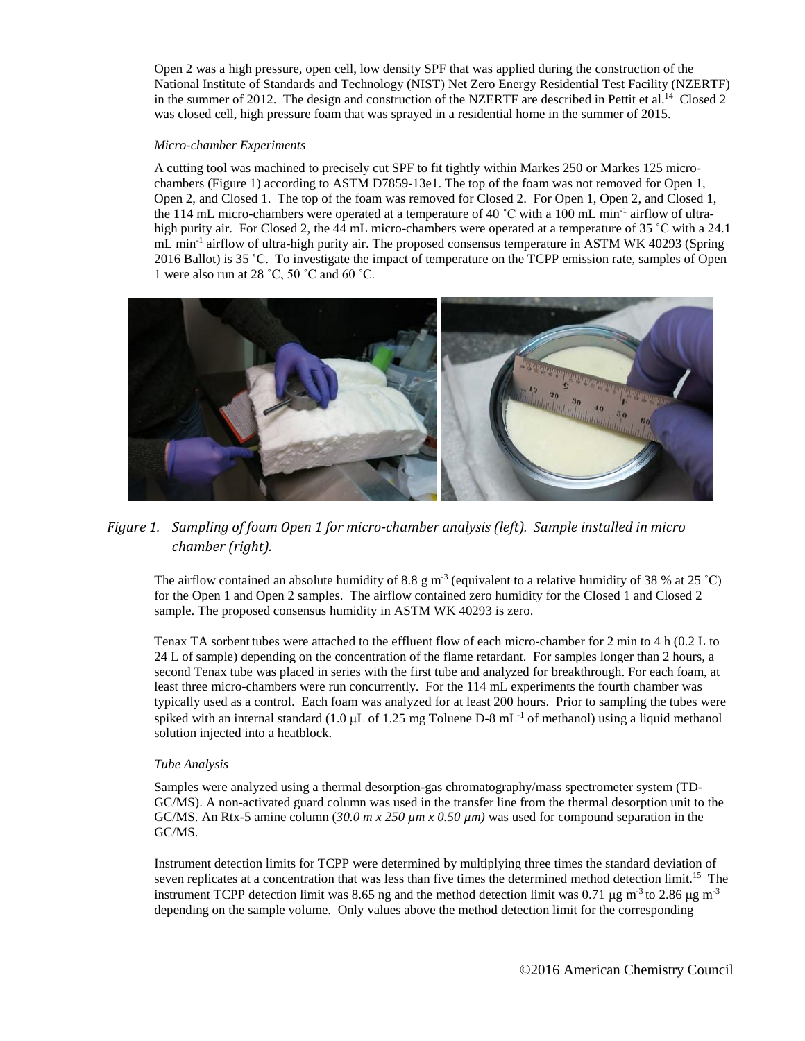Open 2 was a high pressure, open cell, low density SPF that was applied during the construction of the National Institute of Standards and Technology (NIST) Net Zero Energy Residential Test Facility (NZERTF) in the summer of 2012. The design and construction of the NZERTF are described in Pettit et al.[14] Closed 2 was closed cell, high pressure foam that was sprayed in a residential home in the summer of 2015.

*Micro-chamber Experiments*

A cutting tool was machined to precisely cut SPF to fit tightly within Markes 250 or Markes 125 micro-chambers (Figure 1) according to ASTM D7859-13e1. The top of the foam was not removed for Open 1, Open 2, and Closed 1. The top of the foam was removed for Closed 2. For Open 1, Open 2, and Closed 1, the 114 mL micro-chambers were operated at a temperature of 40 ˚C with a 100 mL min$^{-1}$ airflow of ultra-high purity air. For Closed 2, the 44 mL micro-chambers were operated at a temperature of 35 ˚C with a 24.1 mL min$^{-1}$ airflow of ultra-high purity air. The proposed consensus temperature in ASTM WK 40293 (Spring 2016 Ballot) is 35 ˚C. To investigate the impact of temperature on the TCPP emission rate, samples of Open 1 were also run at 28 ˚C, 50 ˚C and 60 ˚C.

*Figure 1. Sampling of foam Open 1 for micro-chamber analysis (left). Sample installed in micro chamber (right).*

The airflow contained an absolute humidity of 8.8 g m$^{-3}$ (equivalent to a relative humidity of 38 % at 25 ˚C) for the Open 1 and Open 2 samples. The airflow contained zero humidity for the Closed 1 and Closed 2 sample. The proposed consensus humidity in ASTM WK 40293 is zero.

Tenax TA sorbent tubes were attached to the effluent flow of each micro-chamber for 2 min to 4 h (0.2 L to 24 L of sample) depending on the concentration of the flame retardant. For samples longer than 2 hours, a second Tenax tube was placed in series with the first tube and analyzed for breakthrough. For each foam, at least three micro-chambers were run concurrently. For the 114 mL experiments the fourth chamber was typically used as a control. Each foam was analyzed for at least 200 hours. Prior to sampling the tubes were spiked with an internal standard (1.0 μL of 1.25 mg Toluene D-8 mL$^{-1}$ of methanol) using a liquid methanol solution injected into a heatblock.

*Tube Analysis*

Samples were analyzed using a thermal desorption-gas chromatography/mass spectrometer system (TD-GC/MS). A non-activated guard column was used in the transfer line from the thermal desorption unit to the GC/MS. An Rtx-5 amine column (*30.0 m x 250 μm x 0.50 μm)* was used for compound separation in the GC/MS.

Instrument detection limits for TCPP were determined by multiplying three times the standard deviation of seven replicates at a concentration that was less than five times the determined method detection limit.[15] The instrument TCPP detection limit was 8.65 ng and the method detection limit was 0.71 μg m$^{-3}$ to 2.86 μg m$^{-3}$ depending on the sample volume. Only values above the method detection limit for the corresponding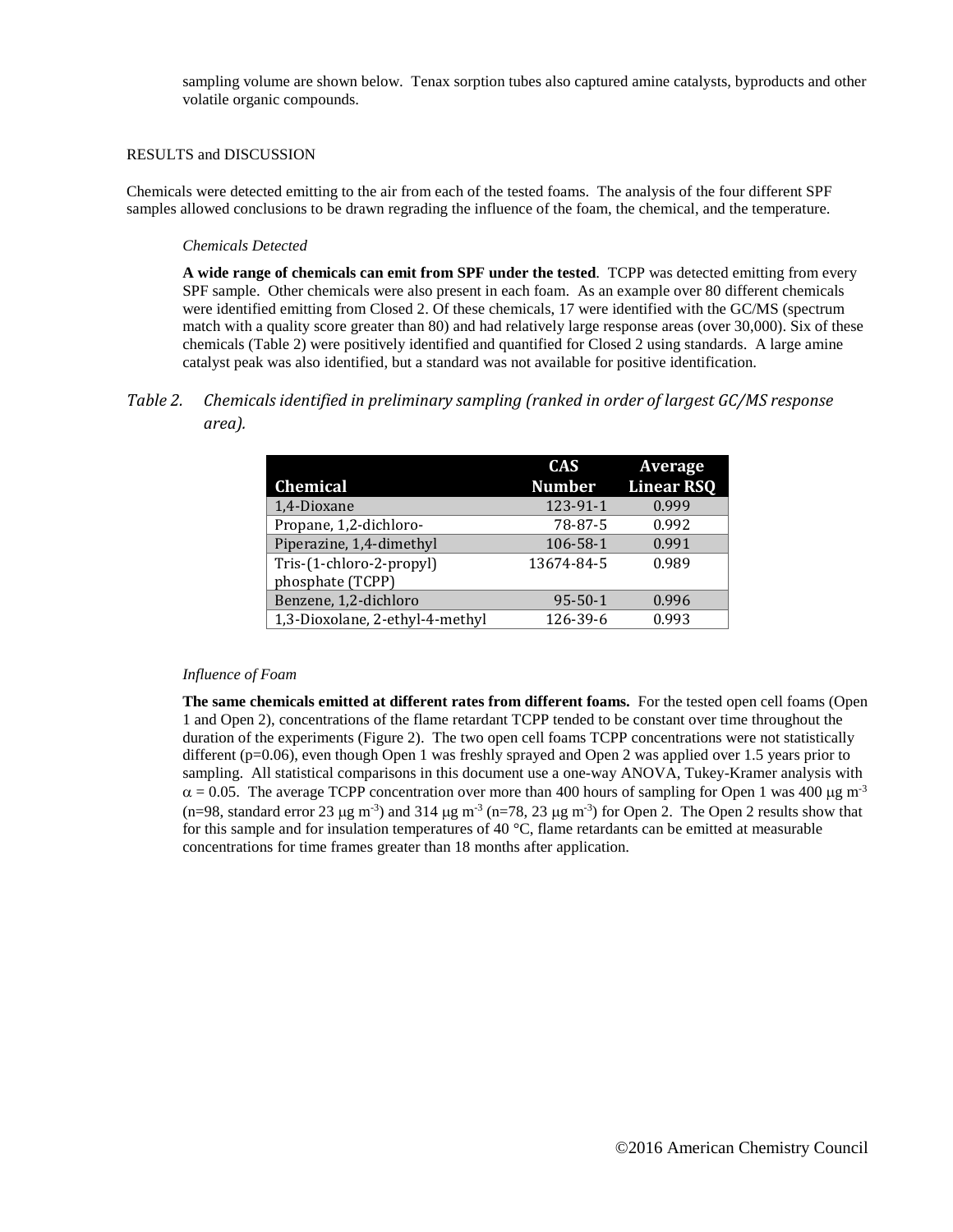sampling volume are shown below. Tenax sorption tubes also captured amine catalysts, byproducts and other volatile organic compounds.

## RESULTS and DISCUSSION

Chemicals were detected emitting to the air from each of the tested foams. The analysis of the four different SPF samples allowed conclusions to be drawn regrading the influence of the foam, the chemical, and the temperature.

### *Chemicals Detected*

**A wide range of chemicals can emit from SPF under the tested**. TCPP was detected emitting from every SPF sample. Other chemicals were also present in each foam. As an example over 80 different chemicals were identified emitting from Closed 2. Of these chemicals, 17 were identified with the GC/MS (spectrum match with a quality score greater than 80) and had relatively large response areas (over 30,000). Six of these chemicals (Table 2) were positively identified and quantified for Closed 2 using standards. A large amine catalyst peak was also identified, but a standard was not available for positive identification.

*Table 2. Chemicals identified in preliminary sampling (ranked in order of largest GC/MS response area).*

| Chemical | CAS Number | Average Linear RSQ |
|---|---|---|
| 1,4-Dioxane | 123-91-1 | 0.999 |
| Propane, 1,2-dichloro- | 78-87-5 | 0.992 |
| Piperazine, 1,4-dimethyl | 106-58-1 | 0.991 |
| Tris-(1-chloro-2-propyl) phosphate (TCPP) | 13674-84-5 | 0.989 |
| Benzene, 1,2-dichloro | 95-50-1 | 0.996 |
| 1,3-Dioxolane, 2-ethyl-4-methyl | 126-39-6 | 0.993 |

### *Influence of Foam*

**The same chemicals emitted at different rates from different foams.** For the tested open cell foams (Open 1 and Open 2), concentrations of the flame retardant TCPP tended to be constant over time throughout the duration of the experiments (Figure 2). The two open cell foams TCPP concentrations were not statistically different ($p=0.06$), even though Open 1 was freshly sprayed and Open 2 was applied over 1.5 years prior to sampling. All statistical comparisons in this document use a one-way ANOVA, Tukey-Kramer analysis with $\alpha = 0.05$. The average TCPP concentration over more than 400 hours of sampling for Open 1 was 400 $\mu g\ m^{-3}$ ($n=98$, standard error 23 $\mu g\ m^{-3}$) and 314 $\mu g\ m^{-3}$ ($n=78$, 23 $\mu g\ m^{-3}$) for Open 2. The Open 2 results show that for this sample and for insulation temperatures of 40 °C, flame retardants can be emitted at measurable concentrations for time frames greater than 18 months after application.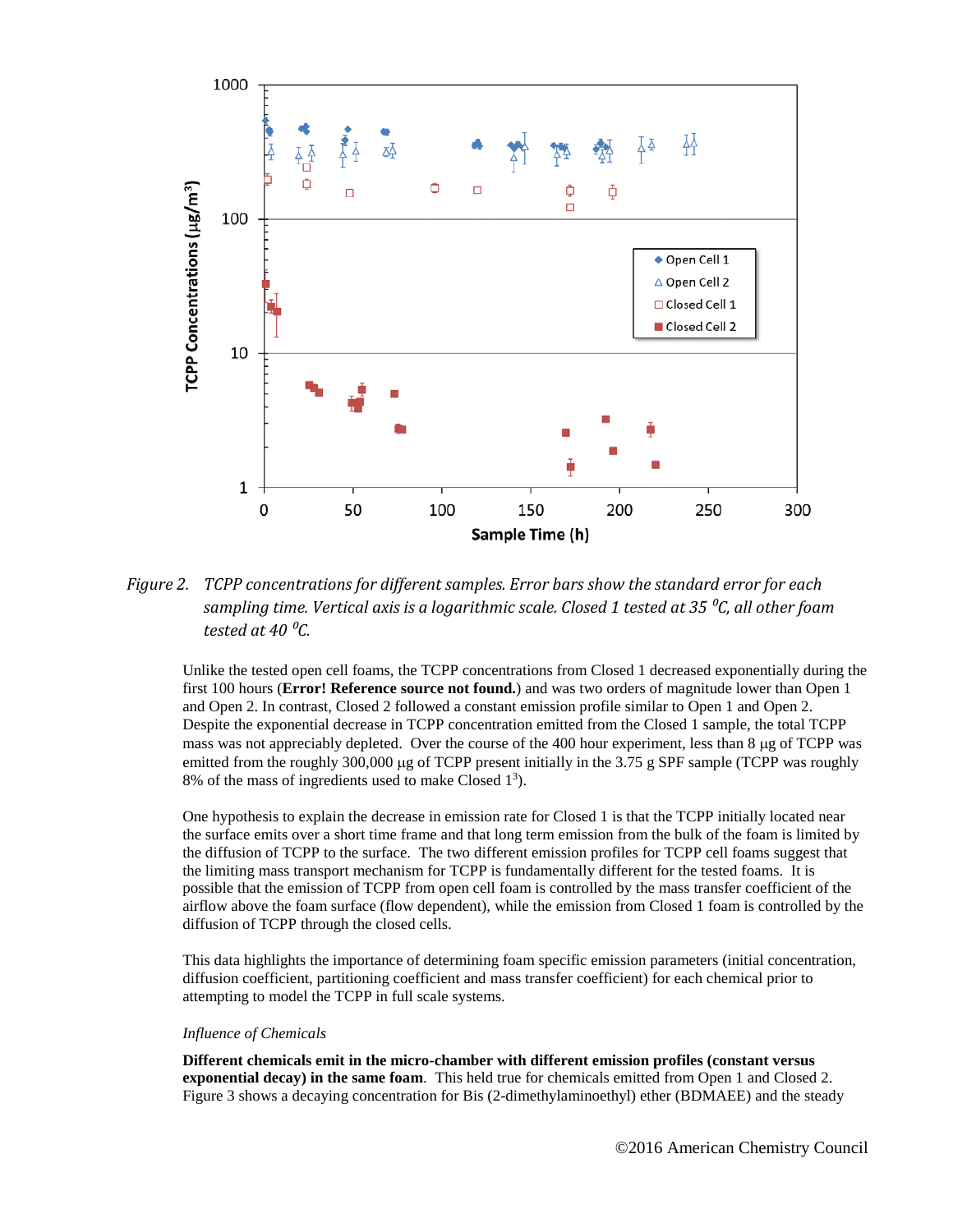Figure 2. TCPP concentrations for different samples. Error bars show the standard error for each sampling time. Vertical axis is a logarithmic scale. Closed 1 tested at 35 $^0C$, all other foam tested at 40 $^0C$.

Unlike the tested open cell foams, the TCPP concentrations from Closed 1 decreased exponentially during the first 100 hours (**Error! Reference source not found.**) and was two orders of magnitude lower than Open 1 and Open 2. In contrast, Closed 2 followed a constant emission profile similar to Open 1 and Open 2. Despite the exponential decrease in TCPP concentration emitted from the Closed 1 sample, the total TCPP mass was not appreciably depleted. Over the course of the 400 hour experiment, less than 8 µg of TCPP was emitted from the roughly 300,000 µg of TCPP present initially in the 3.75 g SPF sample (TCPP was roughly 8% of the mass of ingredients used to make Closed 1[3]).

One hypothesis to explain the decrease in emission rate for Closed 1 is that the TCPP initially located near the surface emits over a short time frame and that long term emission from the bulk of the foam is limited by the diffusion of TCPP to the surface. The two different emission profiles for TCPP cell foams suggest that the limiting mass transport mechanism for TCPP is fundamentally different for the tested foams. It is possible that the emission of TCPP from open cell foam is controlled by the mass transfer coefficient of the airflow above the foam surface (flow dependent), while the emission from Closed 1 foam is controlled by the diffusion of TCPP through the closed cells.

This data highlights the importance of determining foam specific emission parameters (initial concentration, diffusion coefficient, partitioning coefficient and mass transfer coefficient) for each chemical prior to attempting to model the TCPP in full scale systems.

*Influence of Chemicals*

**Different chemicals emit in the micro-chamber with different emission profiles (constant versus exponential decay) in the same foam**. This held true for chemicals emitted from Open 1 and Closed 2. Figure 3 shows a decaying concentration for Bis (2-dimethylaminoethyl) ether (BDMAEE) and the steady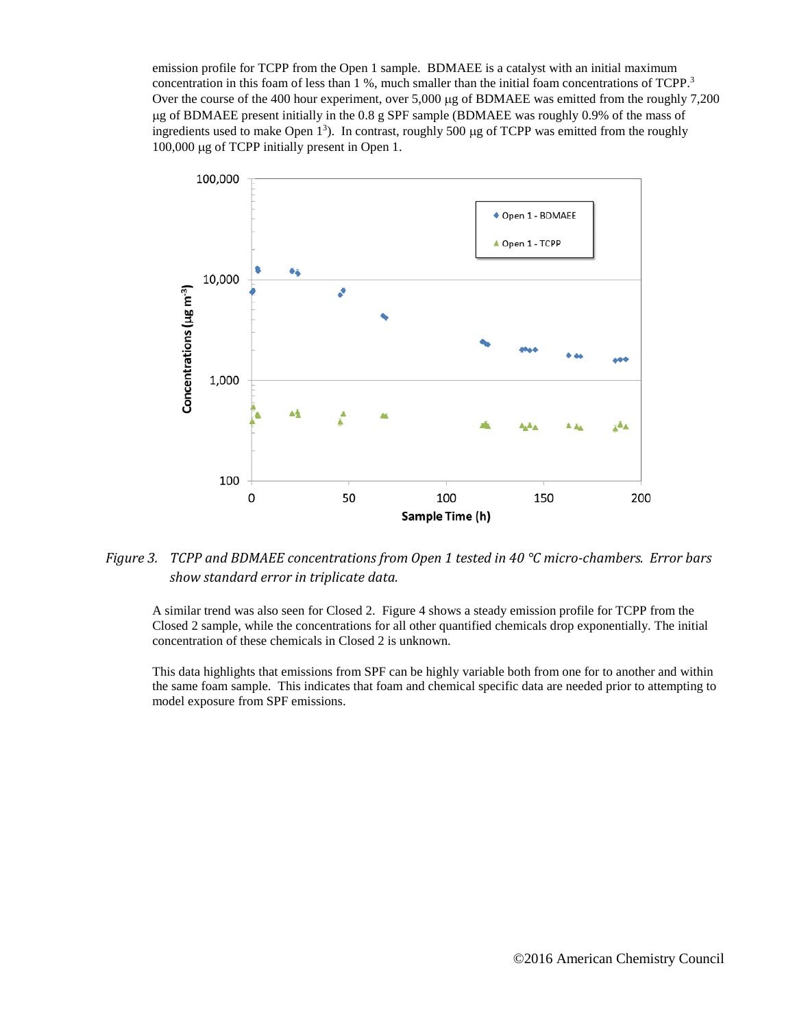emission profile for TCPP from the Open 1 sample. BDMAEE is a catalyst with an initial maximum concentration in this foam of less than 1 %, much smaller than the initial foam concentrations of TCPP.[3] Over the course of the 400 hour experiment, over 5,000 µg of BDMAEE was emitted from the roughly 7,200 µg of BDMAEE present initially in the 0.8 g SPF sample (BDMAEE was roughly 0.9% of the mass of ingredients used to make Open 1[3]). In contrast, roughly 500 µg of TCPP was emitted from the roughly 100,000 µg of TCPP initially present in Open 1.

*Figure 3. TCPP and BDMAEE concentrations from Open 1 tested in 40 °C micro-chambers. Error bars show standard error in triplicate data.*

A similar trend was also seen for Closed 2. Figure 4 shows a steady emission profile for TCPP from the Closed 2 sample, while the concentrations for all other quantified chemicals drop exponentially. The initial concentration of these chemicals in Closed 2 is unknown.

This data highlights that emissions from SPF can be highly variable both from one for to another and within the same foam sample. This indicates that foam and chemical specific data are needed prior to attempting to model exposure from SPF emissions.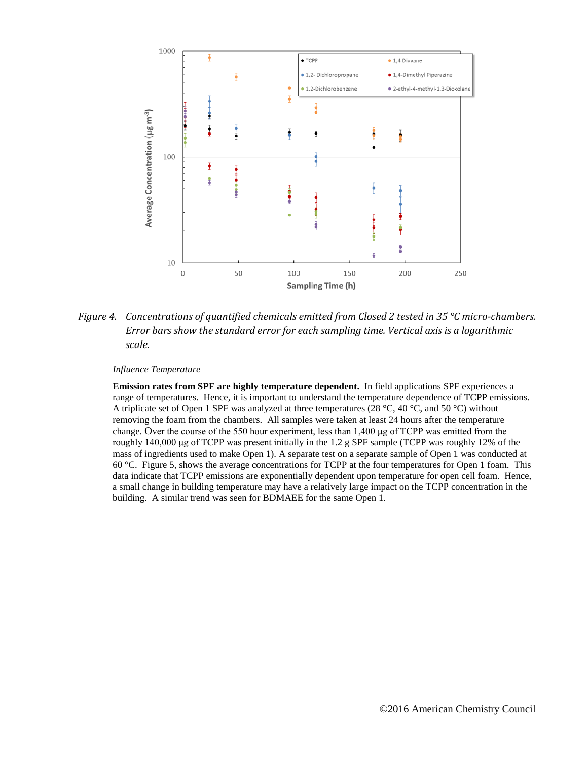*Figure 4. Concentrations of quantified chemicals emitted from Closed 2 tested in 35 °C micro-chambers. Error bars show the standard error for each sampling time. Vertical axis is a logarithmic scale.*

*Influence Temperature*

**Emission rates from SPF are highly temperature dependent.** In field applications SPF experiences a range of temperatures. Hence, it is important to understand the temperature dependence of TCPP emissions. A triplicate set of Open 1 SPF was analyzed at three temperatures (28 °C, 40 °C, and 50 °C) without removing the foam from the chambers. All samples were taken at least 24 hours after the temperature change. Over the course of the 550 hour experiment, less than 1,400 µg of TCPP was emitted from the roughly 140,000 µg of TCPP was present initially in the 1.2 g SPF sample (TCPP was roughly 12% of the mass of ingredients used to make Open 1). A separate test on a separate sample of Open 1 was conducted at 60 °C. Figure 5, shows the average concentrations for TCPP at the four temperatures for Open 1 foam. This data indicate that TCPP emissions are exponentially dependent upon temperature for open cell foam. Hence, a small change in building temperature may have a relatively large impact on the TCPP concentration in the building. A similar trend was seen for BDMAEE for the same Open 1.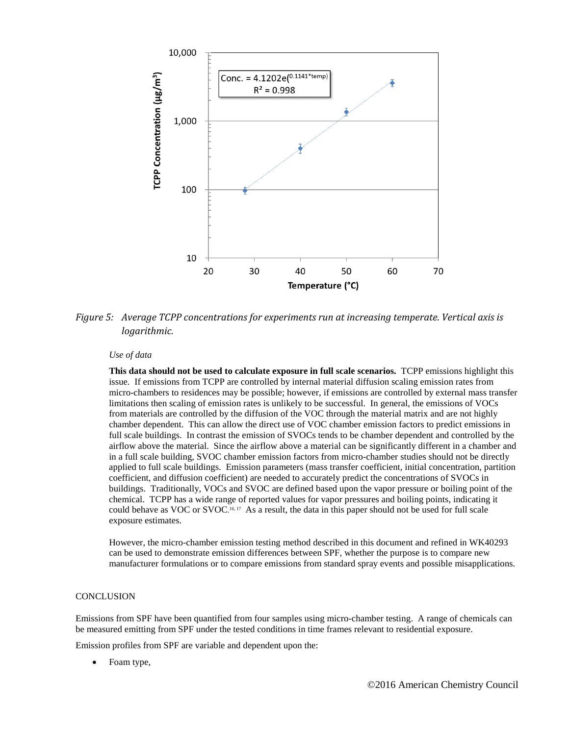Conc. = 4.1202e$^{(0.1141*temp)}$
$R^2$ = 0.998

*Figure 5: Average TCPP concentrations for experiments run at increasing temperate. Vertical axis is logarithmic.*

*Use of data*

**This data should not be used to calculate exposure in full scale scenarios.** TCPP emissions highlight this issue. If emissions from TCPP are controlled by internal material diffusion scaling emission rates from micro-chambers to residences may be possible; however, if emissions are controlled by external mass transfer limitations then scaling of emission rates is unlikely to be successful. In general, the emissions of VOCs from materials are controlled by the diffusion of the VOC through the material matrix and are not highly chamber dependent. This can allow the direct use of VOC chamber emission factors to predict emissions in full scale buildings. In contrast the emission of SVOCs tends to be chamber dependent and controlled by the airflow above the material. Since the airflow above a material can be significantly different in a chamber and in a full scale building, SVOC chamber emission factors from micro-chamber studies should not be directly applied to full scale buildings. Emission parameters (mass transfer coefficient, initial concentration, partition coefficient, and diffusion coefficient) are needed to accurately predict the concentrations of SVOCs in buildings. Traditionally, VOCs and SVOC are defined based upon the vapor pressure or boiling point of the chemical. TCPP has a wide range of reported values for vapor pressures and boiling points, indicating it could behave as VOC or SVOC.[16, 17] As a result, the data in this paper should not be used for full scale exposure estimates.

However, the micro-chamber emission testing method described in this document and refined in WK40293 can be used to demonstrate emission differences between SPF, whether the purpose is to compare new manufacturer formulations or to compare emissions from standard spray events and possible misapplications.

## CONCLUSION

Emissions from SPF have been quantified from four samples using micro-chamber testing. A range of chemicals can be measured emitting from SPF under the tested conditions in time frames relevant to residential exposure.

Emission profiles from SPF are variable and dependent upon the:

- Foam type,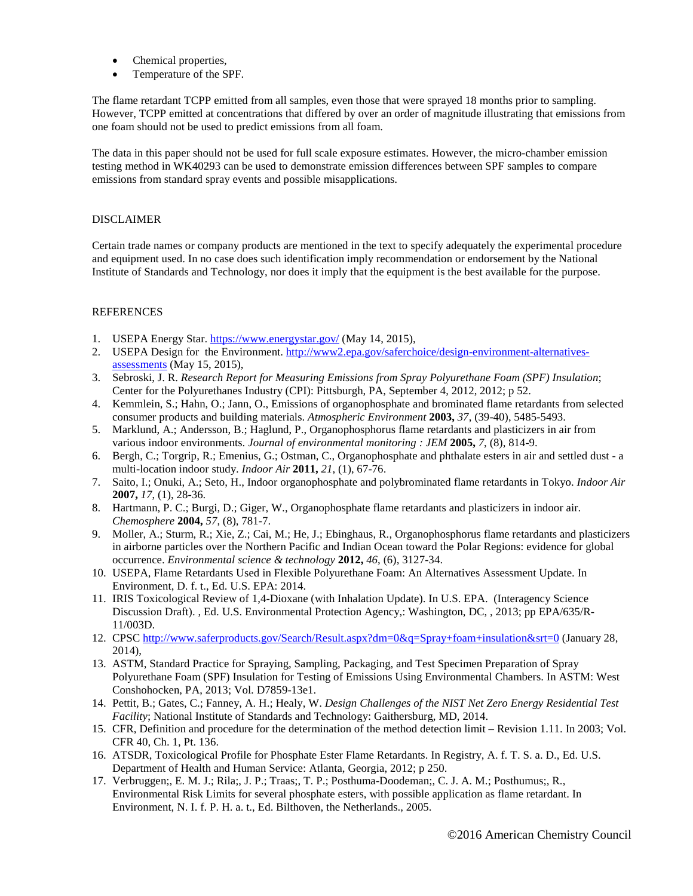- Chemical properties,
- Temperature of the SPF.

The flame retardant TCPP emitted from all samples, even those that were sprayed 18 months prior to sampling. However, TCPP emitted at concentrations that differed by over an order of magnitude illustrating that emissions from one foam should not be used to predict emissions from all foam.

The data in this paper should not be used for full scale exposure estimates. However, the micro-chamber emission testing method in WK40293 can be used to demonstrate emission differences between SPF samples to compare emissions from standard spray events and possible misapplications.

## DISCLAIMER

Certain trade names or company products are mentioned in the text to specify adequately the experimental procedure and equipment used. In no case does such identification imply recommendation or endorsement by the National Institute of Standards and Technology, nor does it imply that the equipment is the best available for the purpose.

## REFERENCES

1. USEPA Energy Star. https://www.energystar.gov/ (May 14, 2015),
2. USEPA Design for the Environment. http://www2.epa.gov/saferchoice/design-environment-alternatives-assessments (May 15, 2015),
3. Sebroski, J. R. *Research Report for Measuring Emissions from Spray Polyurethane Foam (SPF) Insulation*; Center for the Polyurethanes Industry (CPI): Pittsburgh, PA, September 4, 2012, 2012; p 52.
4. Kemmlein, S.; Hahn, O.; Jann, O., Emissions of organophosphate and brominated flame retardants from selected consumer products and building materials. *Atmospheric Environment* **2003,** *37*, (39-40), 5485-5493.
5. Marklund, A.; Andersson, B.; Haglund, P., Organophosphorus flame retardants and plasticizers in air from various indoor environments. *Journal of environmental monitoring : JEM* **2005,** *7*, (8), 814-9.
6. Bergh, C.; Torgrip, R.; Emenius, G.; Ostman, C., Organophosphate and phthalate esters in air and settled dust - a multi-location indoor study. *Indoor Air* **2011,** *21*, (1), 67-76.
7. Saito, I.; Onuki, A.; Seto, H., Indoor organophosphate and polybrominated flame retardants in Tokyo. *Indoor Air* **2007,** *17*, (1), 28-36.
8. Hartmann, P. C.; Burgi, D.; Giger, W., Organophosphate flame retardants and plasticizers in indoor air. *Chemosphere* **2004,** *57*, (8), 781-7.
9. Moller, A.; Sturm, R.; Xie, Z.; Cai, M.; He, J.; Ebinghaus, R., Organophosphorus flame retardants and plasticizers in airborne particles over the Northern Pacific and Indian Ocean toward the Polar Regions: evidence for global occurrence. *Environmental science & technology* **2012,** *46*, (6), 3127-34.
10. USEPA, Flame Retardants Used in Flexible Polyurethane Foam: An Alternatives Assessment Update. In Environment, D. f. t., Ed. U.S. EPA: 2014.
11. IRIS Toxicological Review of 1,4-Dioxane (with Inhalation Update). In U.S. EPA. (Interagency Science Discussion Draft). , Ed. U.S. Environmental Protection Agency,: Washington, DC, , 2013; pp EPA/635/R-11/003D.
12. CPSC http://www.saferproducts.gov/Search/Result.aspx?dm=0&q=Spray+foam+insulation&srt=0 (January 28, 2014),
13. ASTM, Standard Practice for Spraying, Sampling, Packaging, and Test Specimen Preparation of Spray Polyurethane Foam (SPF) Insulation for Testing of Emissions Using Environmental Chambers. In ASTM: West Conshohocken, PA, 2013; Vol. D7859-13e1.
14. Pettit, B.; Gates, C.; Fanney, A. H.; Healy, W. *Design Challenges of the NIST Net Zero Energy Residential Test Facility*; National Institute of Standards and Technology: Gaithersburg, MD, 2014.
15. CFR, Definition and procedure for the determination of the method detection limit – Revision 1.11. In 2003; Vol. CFR 40, Ch. 1, Pt. 136.
16. ATSDR, Toxicological Profile for Phosphate Ester Flame Retardants. In Registry, A. f. T. S. a. D., Ed. U.S. Department of Health and Human Service: Atlanta, Georgia, 2012; p 250.
17. Verbruggen;, E. M. J.; Rila;, J. P.; Traas;, T. P.; Posthuma-Doodeman;, C. J. A. M.; Posthumus;, R., Environmental Risk Limits for several phosphate esters, with possible application as flame retardant. In Environment, N. I. f. P. H. a. t., Ed. Bilthoven, the Netherlands., 2005.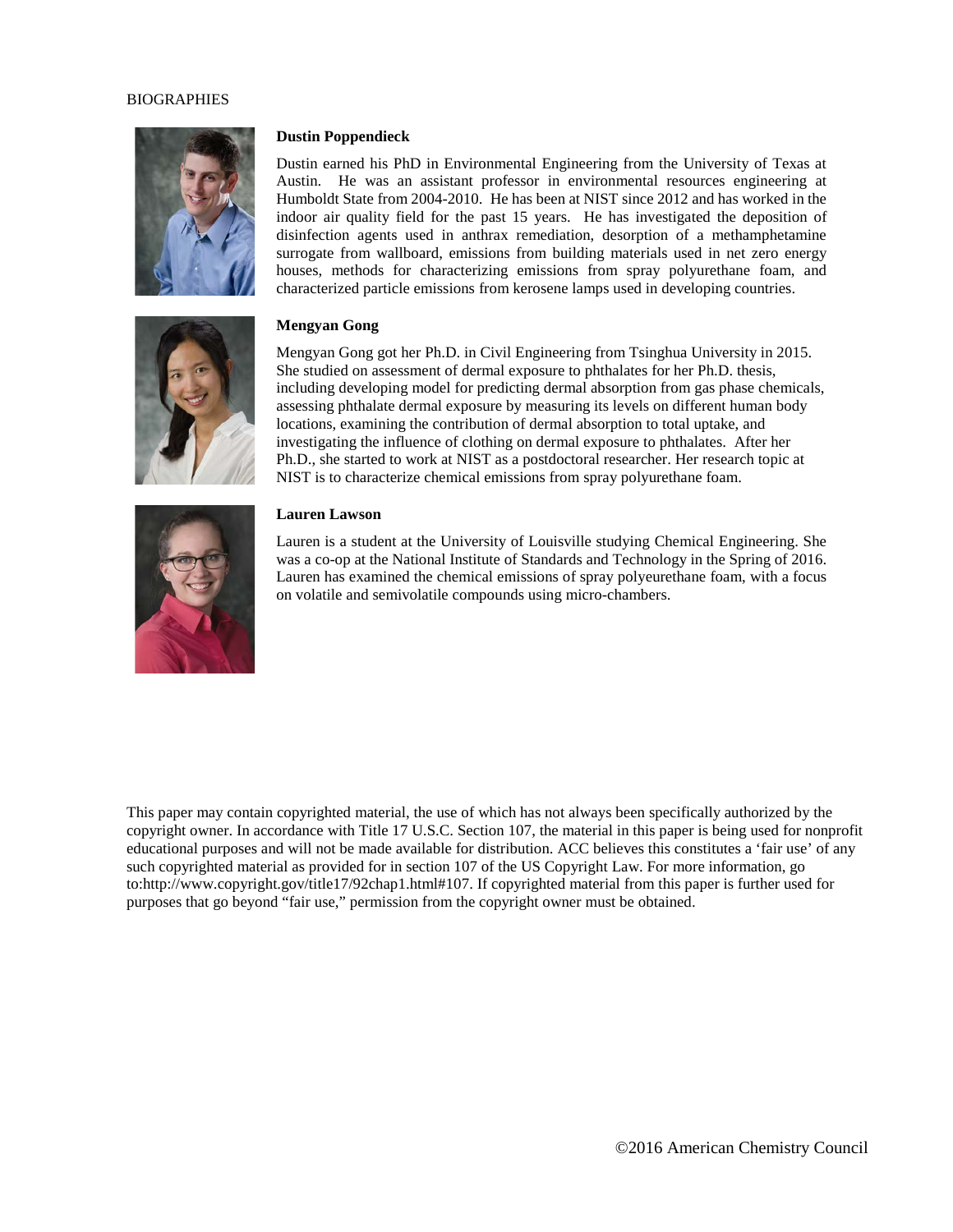BIOGRAPHIES

**Dustin Poppendieck**

Dustin earned his PhD in Environmental Engineering from the University of Texas at Austin. He was an assistant professor in environmental resources engineering at Humboldt State from 2004-2010. He has been at NIST since 2012 and has worked in the indoor air quality field for the past 15 years. He has investigated the deposition of disinfection agents used in anthrax remediation, desorption of a methamphetamine surrogate from wallboard, emissions from building materials used in net zero energy houses, methods for characterizing emissions from spray polyurethane foam, and characterized particle emissions from kerosene lamps used in developing countries.

**Mengyan Gong**

Mengyan Gong got her Ph.D. in Civil Engineering from Tsinghua University in 2015. She studied on assessment of dermal exposure to phthalates for her Ph.D. thesis, including developing model for predicting dermal absorption from gas phase chemicals, assessing phthalate dermal exposure by measuring its levels on different human body locations, examining the contribution of dermal absorption to total uptake, and investigating the influence of clothing on dermal exposure to phthalates. After her Ph.D., she started to work at NIST as a postdoctoral researcher. Her research topic at NIST is to characterize chemical emissions from spray polyurethane foam.

**Lauren Lawson**

Lauren is a student at the University of Louisville studying Chemical Engineering. She was a co-op at the National Institute of Standards and Technology in the Spring of 2016. Lauren has examined the chemical emissions of spray polyeurethane foam, with a focus on volatile and semivolatile compounds using micro-chambers.

This paper may contain copyrighted material, the use of which has not always been specifically authorized by the copyright owner. In accordance with Title 17 U.S.C. Section 107, the material in this paper is being used for nonprofit educational purposes and will not be made available for distribution. ACC believes this constitutes a 'fair use' of any such copyrighted material as provided for in section 107 of the US Copyright Law. For more information, go to:http://www.copyright.gov/title17/92chap1.html#107. If copyrighted material from this paper is further used for purposes that go beyond "fair use," permission from the copyright owner must be obtained.

©2016 American Chemistry Council